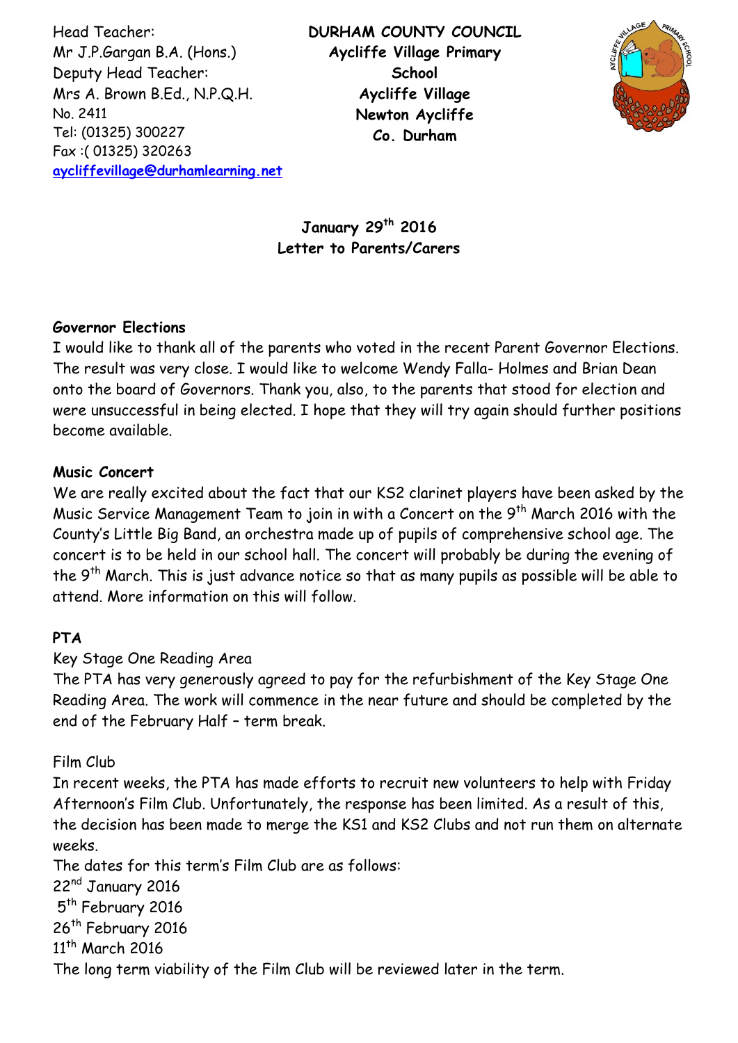Head Teacher:
Mr J.P.Gargan B.A. (Hons.)
Deputy Head Teacher:
Mrs A. Brown B.Ed., N.P.Q.H.
No. 2411
Tel: (01325) 300227
Fax :( 01325) 320263
aycliffevillage@durhamlearning.net

**DURHAM COUNTY COUNCIL**
**Aycliffe Village Primary School**
**Aycliffe Village**
**Newton Aycliffe**
**Co. Durham**

**January 29th 2016**
**Letter to Parents/Carers**

**Governor Elections**

I would like to thank all of the parents who voted in the recent Parent Governor Elections. The result was very close. I would like to welcome Wendy Falla- Holmes and Brian Dean onto the board of Governors. Thank you, also, to the parents that stood for election and were unsuccessful in being elected. I hope that they will try again should further positions become available.

**Music Concert**

We are really excited about the fact that our KS2 clarinet players have been asked by the Music Service Management Team to join in with a Concert on the 9th March 2016 with the County's Little Big Band, an orchestra made up of pupils of comprehensive school age. The concert is to be held in our school hall. The concert will probably be during the evening of the 9th March. This is just advance notice so that as many pupils as possible will be able to attend. More information on this will follow.

**PTA**

Key Stage One Reading Area

The PTA has very generously agreed to pay for the refurbishment of the Key Stage One Reading Area. The work will commence in the near future and should be completed by the end of the February Half – term break.

Film Club

In recent weeks, the PTA has made efforts to recruit new volunteers to help with Friday Afternoon's Film Club. Unfortunately, the response has been limited. As a result of this, the decision has been made to merge the KS1 and KS2 Clubs and not run them on alternate weeks.

The dates for this term's Film Club are as follows:
22nd January 2016
5th February 2016
26th February 2016
11th March 2016

The long term viability of the Film Club will be reviewed later in the term.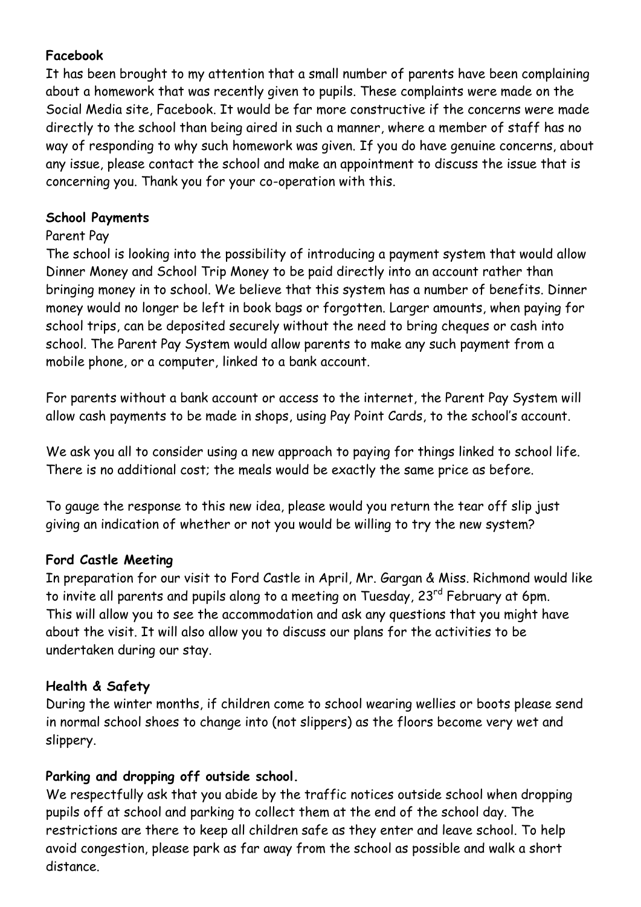**Facebook**

It has been brought to my attention that a small number of parents have been complaining about a homework that was recently given to pupils. These complaints were made on the Social Media site, Facebook. It would be far more constructive if the concerns were made directly to the school than being aired in such a manner, where a member of staff has no way of responding to why such homework was given. If you do have genuine concerns, about any issue, please contact the school and make an appointment to discuss the issue that is concerning you. Thank you for your co-operation with this.

**School Payments**

Parent Pay

The school is looking into the possibility of introducing a payment system that would allow Dinner Money and School Trip Money to be paid directly into an account rather than bringing money in to school. We believe that this system has a number of benefits. Dinner money would no longer be left in book bags or forgotten. Larger amounts, when paying for school trips, can be deposited securely without the need to bring cheques or cash into school. The Parent Pay System would allow parents to make any such payment from a mobile phone, or a computer, linked to a bank account.

For parents without a bank account or access to the internet, the Parent Pay System will allow cash payments to be made in shops, using Pay Point Cards, to the school's account.

We ask you all to consider using a new approach to paying for things linked to school life. There is no additional cost; the meals would be exactly the same price as before.

To gauge the response to this new idea, please would you return the tear off slip just giving an indication of whether or not you would be willing to try the new system?

**Ford Castle Meeting**

In preparation for our visit to Ford Castle in April, Mr. Gargan & Miss. Richmond would like to invite all parents and pupils along to a meeting on Tuesday, 23rd February at 6pm. This will allow you to see the accommodation and ask any questions that you might have about the visit. It will also allow you to discuss our plans for the activities to be undertaken during our stay.

**Health & Safety**

During the winter months, if children come to school wearing wellies or boots please send in normal school shoes to change into (not slippers) as the floors become very wet and slippery.

**Parking and dropping off outside school.**

We respectfully ask that you abide by the traffic notices outside school when dropping pupils off at school and parking to collect them at the end of the school day. The restrictions are there to keep all children safe as they enter and leave school. To help avoid congestion, please park as far away from the school as possible and walk a short distance.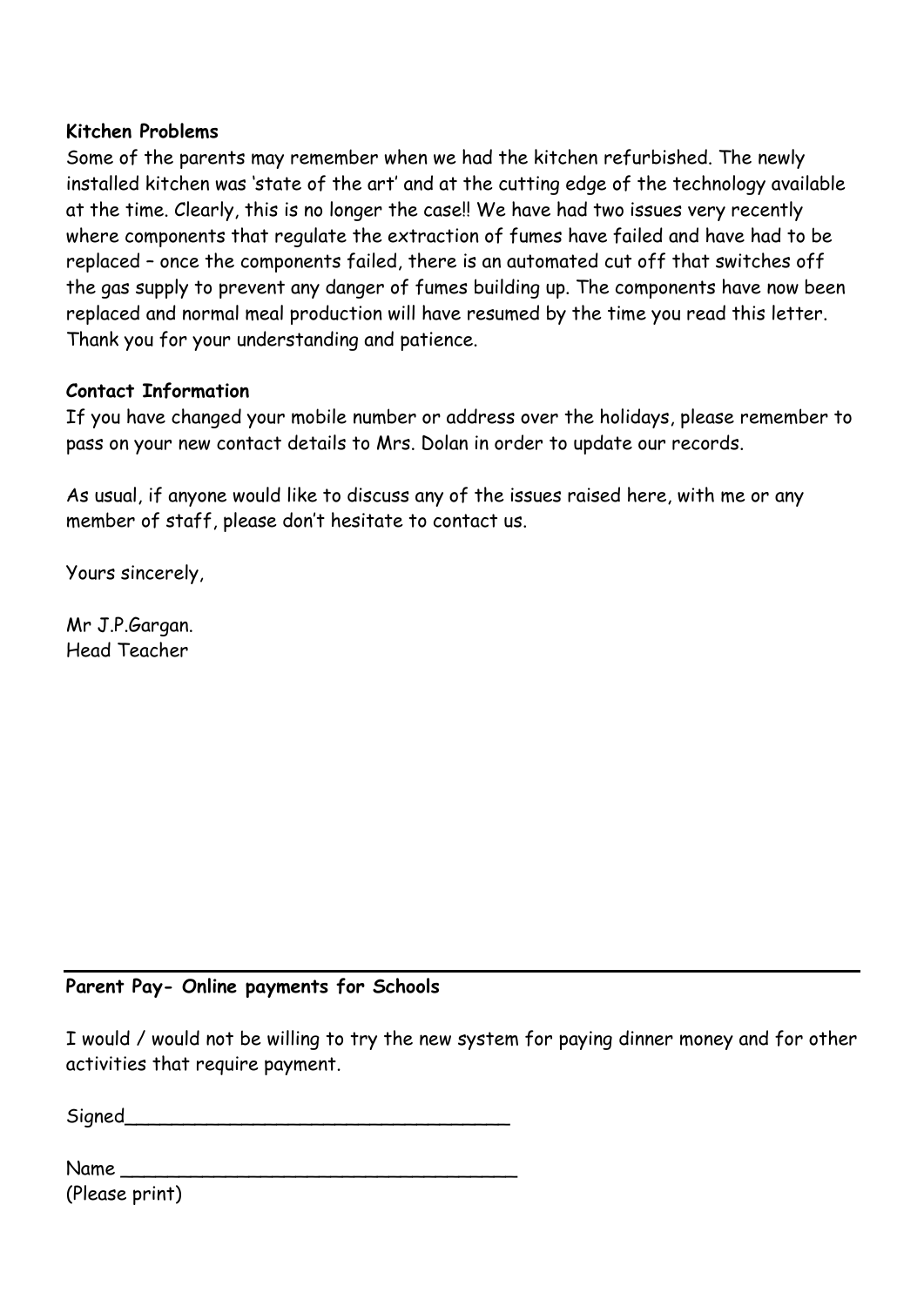**Kitchen Problems**

Some of the parents may remember when we had the kitchen refurbished. The newly installed kitchen was 'state of the art' and at the cutting edge of the technology available at the time. Clearly, this is no longer the case!! We have had two issues very recently where components that regulate the extraction of fumes have failed and have had to be replaced – once the components failed, there is an automated cut off that switches off the gas supply to prevent any danger of fumes building up. The components have now been replaced and normal meal production will have resumed by the time you read this letter. Thank you for your understanding and patience.

**Contact Information**

If you have changed your mobile number or address over the holidays, please remember to pass on your new contact details to Mrs. Dolan in order to update our records.

As usual, if anyone would like to discuss any of the issues raised here, with me or any member of staff, please don't hesitate to contact us.

Yours sincerely,

Mr J.P.Gargan.
Head Teacher

---

**Parent Pay- Online payments for Schools**

I would / would not be willing to try the new system for paying dinner money and for other activities that require payment.

Signed_________________________________

Name _________________________________
(Please print)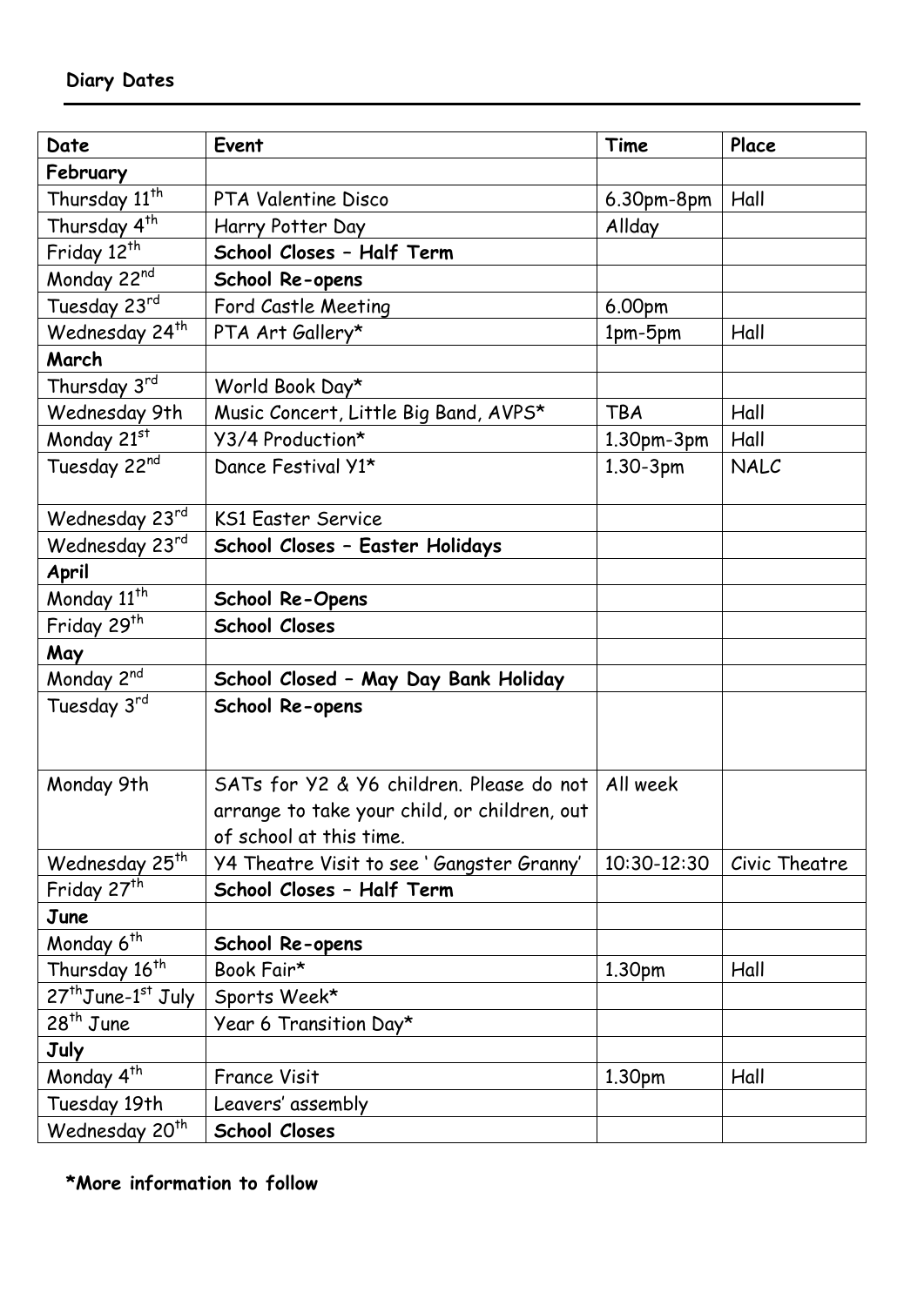## Diary Dates

| Date | Event | Time | Place |
| --- | --- | --- | --- |
| **February** | | | |
| Thursday 11th | PTA Valentine Disco | 6.30pm-8pm | Hall |
| Thursday 4th | Harry Potter Day | Allday | |
| Friday 12th | **School Closes – Half Term** | | |
| Monday 22nd | **School Re-opens** | | |
| Tuesday 23rd | Ford Castle Meeting | 6.00pm | |
| Wednesday 24th | PTA Art Gallery* | 1pm-5pm | Hall |
| **March** | | | |
| Thursday 3rd | World Book Day* | | |
| Wednesday 9th | Music Concert, Little Big Band, AVPS* | TBA | Hall |
| Monday 21st | Y3/4 Production* | 1.30pm-3pm | Hall |
| Tuesday 22nd | Dance Festival Y1* | 1.30-3pm | NALC |
| Wednesday 23rd | KS1 Easter Service | | |
| Wednesday 23rd | **School Closes – Easter Holidays** | | |
| **April** | | | |
| Monday 11th | **School Re-Opens** | | |
| Friday 29th | **School Closes** | | |
| **May** | | | |
| Monday 2nd | **School Closed – May Day Bank Holiday** | | |
| Tuesday 3rd | **School Re-opens** | | |
| Monday 9th | SATs for Y2 & Y6 children. Please do not arrange to take your child, or children, out of school at this time. | All week | |
| Wednesday 25th | Y4 Theatre Visit to see ' Gangster Granny' | 10:30-12:30 | Civic Theatre |
| Friday 27th | **School Closes – Half Term** | | |
| **June** | | | |
| Monday 6th | **School Re-opens** | | |
| Thursday 16th | Book Fair* | 1.30pm | Hall |
| 27th June-1st July | Sports Week* | | |
| 28th June | Year 6 Transition Day* | | |
| **July** | | | |
| Monday 4th | France Visit | 1.30pm | Hall |
| Tuesday 19th | Leavers' assembly | | |
| Wednesday 20th | **School Closes** | | |

**\*More information to follow**